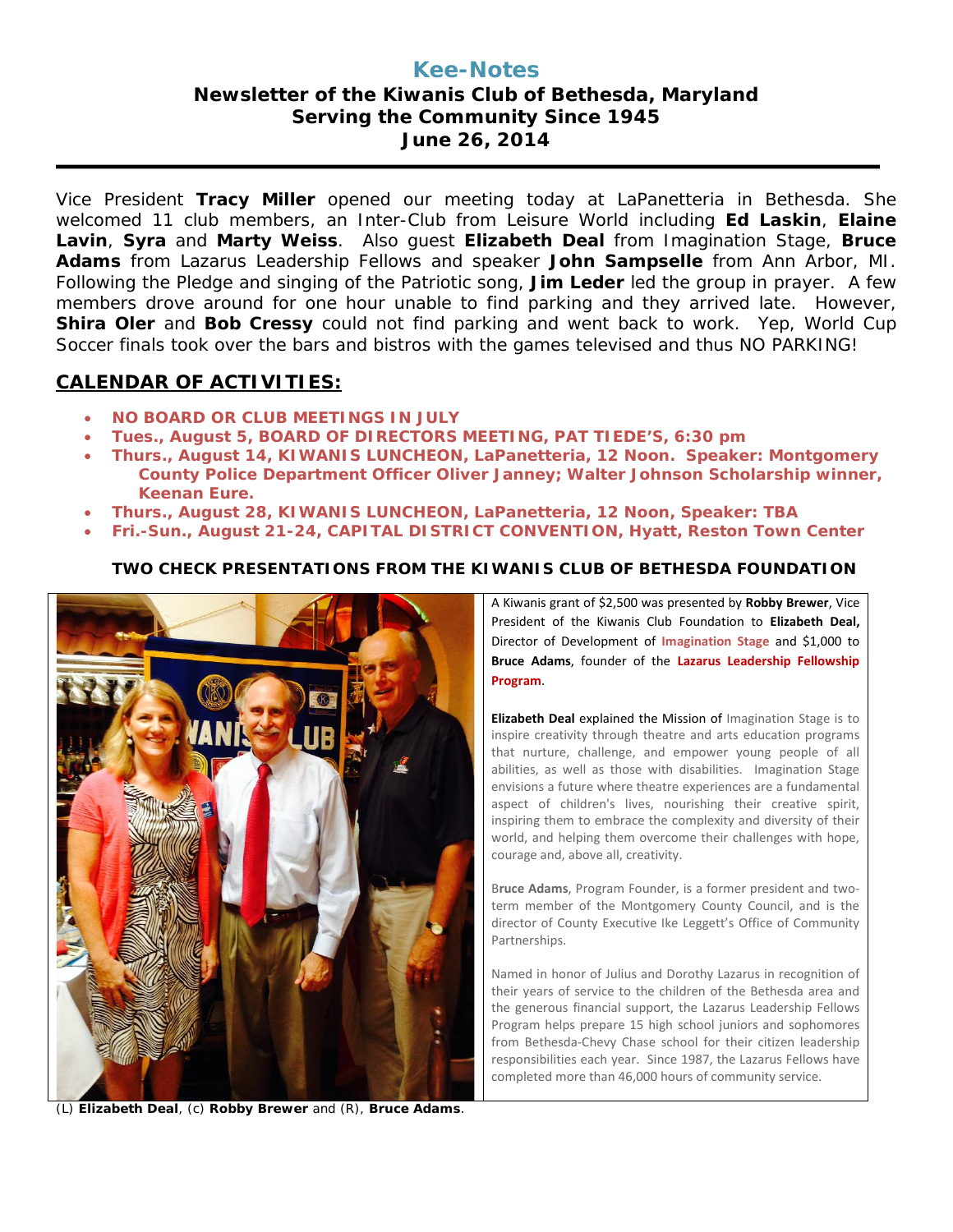# Kee-Notes

## Newsletter of the Kiwanis Club of Bethesda, Maryland
## Serving the Community Since 1945
## June 26, 2014

---

Vice President **Tracy Miller** opened our meeting today at LaPanetteria in Bethesda. She welcomed 11 club members, an Inter-Club from Leisure World including **Ed Laskin**, **Elaine Lavin**, **Syra** and **Marty Weiss**. Also guest **Elizabeth Deal** from Imagination Stage, **Bruce Adams** from Lazarus Leadership Fellows and speaker **John Sampselle** from Ann Arbor, MI. Following the Pledge and singing of the Patriotic song, **Jim Leder** led the group in prayer. A few members drove around for one hour unable to find parking and they arrived late. However, **Shira Oler** and **Bob Cressy** could not find parking and went back to work. Yep, World Cup Soccer finals took over the bars and bistros with the games televised and thus NO PARKING!

## CALENDAR OF ACTIVITIES:

- **NO BOARD OR CLUB MEETINGS IN JULY**
- **Tues., August 5, BOARD OF DIRECTORS MEETING, PAT TIEDE'S, 6:30 pm**
- **Thurs., August 14, KIWANIS LUNCHEON, LaPanetteria, 12 Noon. Speaker: Montgomery County Police Department Officer Oliver Janney; Walter Johnson Scholarship winner, Keenan Eure.**
- **Thurs., August 28, KIWANIS LUNCHEON, LaPanetteria, 12 Noon, Speaker: TBA**
- **Fri.-Sun., August 21-24, CAPITAL DISTRICT CONVENTION, Hyatt, Reston Town Center**

### TWO CHECK PRESENTATIONS FROM THE KIWANIS CLUB OF BETHESDA FOUNDATION

(L) **Elizabeth Deal**, (c) **Robby Brewer** and (R), **Bruce Adams**.

A Kiwanis grant of $2,500 was presented by **Robby Brewer**, Vice President of the Kiwanis Club Foundation to **Elizabeth Deal,** Director of Development of **Imagination Stage** and $1,000 to **Bruce Adams**, founder of the **Lazarus Leadership Fellowship Program**.

**Elizabeth Deal** explained the Mission of Imagination Stage is to inspire creativity through theatre and arts education programs that nurture, challenge, and empower young people of all abilities, as well as those with disabilities. Imagination Stage envisions a future where theatre experiences are a fundamental aspect of children's lives, nourishing their creative spirit, inspiring them to embrace the complexity and diversity of their world, and helping them overcome their challenges with hope, courage and, above all, creativity.

**Bruce Adams**, Program Founder, is a former president and two-term member of the Montgomery County Council, and is the director of County Executive Ike Leggett's Office of Community Partnerships.

Named in honor of Julius and Dorothy Lazarus in recognition of their years of service to the children of the Bethesda area and the generous financial support, the Lazarus Leadership Fellows Program helps prepare 15 high school juniors and sophomores from Bethesda-Chevy Chase school for their citizen leadership responsibilities each year. Since 1987, the Lazarus Fellows have completed more than 46,000 hours of community service.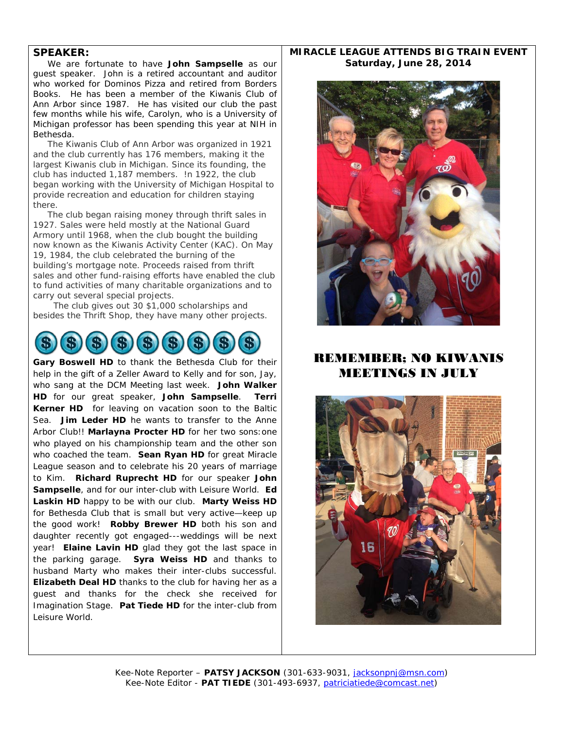## SPEAKER:

We are fortunate to have **John Sampselle** as our guest speaker. John is a retired accountant and auditor who worked for Dominos Pizza and retired from Borders Books. He has been a member of the Kiwanis Club of Ann Arbor since 1987. He has visited our club the past few months while his wife, Carolyn, who is a University of Michigan professor has been spending this year at NIH in Bethesda.

The Kiwanis Club of Ann Arbor was organized in 1921 and the club currently has 176 members, making it the largest Kiwanis club in Michigan. Since its founding, the club has inducted 1,187 members. !n 1922, the club began working with the University of Michigan Hospital to provide recreation and education for children staying there.

The club began raising money through thrift sales in 1927. Sales were held mostly at the National Guard Armory until 1968, when the club bought the building now known as the Kiwanis Activity Center (KAC). On May 19, 1984, the club celebrated the burning of the building's mortgage note. Proceeds raised from thrift sales and other fund-raising efforts have enabled the club to fund activities of many charitable organizations and to carry out several special projects.

The club gives out 30 $1,000 scholarships and besides the Thrift Shop, they have many other projects.

**Gary Boswell HD** to thank the Bethesda Club for their help in the gift of a Zeller Award to Kelly and for son, Jay, who sang at the DCM Meeting last week. **John Walker HD** for our great speaker, **John Sampselle**. **Terri Kerner HD** for leaving on vacation soon to the Baltic Sea. **Jim Leder HD** he wants to transfer to the Anne Arbor Club!! **Marlayna Procter HD** for her two sons: one who played on his championship team and the other son who coached the team. **Sean Ryan HD** for great Miracle League season and to celebrate his 20 years of marriage to Kim. **Richard Ruprecht HD** for our speaker **John Sampselle**, and for our inter-club with Leisure World. **Ed Laskin HD** happy to be with our club. **Marty Weiss HD** for Bethesda Club that is small but very active—keep up the good work! **Robby Brewer HD** both his son and daughter recently got engaged---weddings will be next year! **Elaine Lavin HD** glad they got the last space in the parking garage. **Syra Weiss HD** and thanks to husband Marty who makes their inter-clubs successful. **Elizabeth Deal HD** thanks to the club for having her as a guest and thanks for the check she received for Imagination Stage. **Pat Tiede HD** for the inter-club from Leisure World.

## MIRACLE LEAGUE ATTENDS BIG TRAIN EVENT
**Saturday, June 28, 2014**

## REMEMBER; NO KIWANIS MEETINGS IN JULY

Kee-Note Reporter – **PATSY JACKSON** (301-633-9031, jacksonpnj@msn.com)
Kee-Note Editor - **PAT TIEDE** (301-493-6937, patriciatiede@comcast.net)